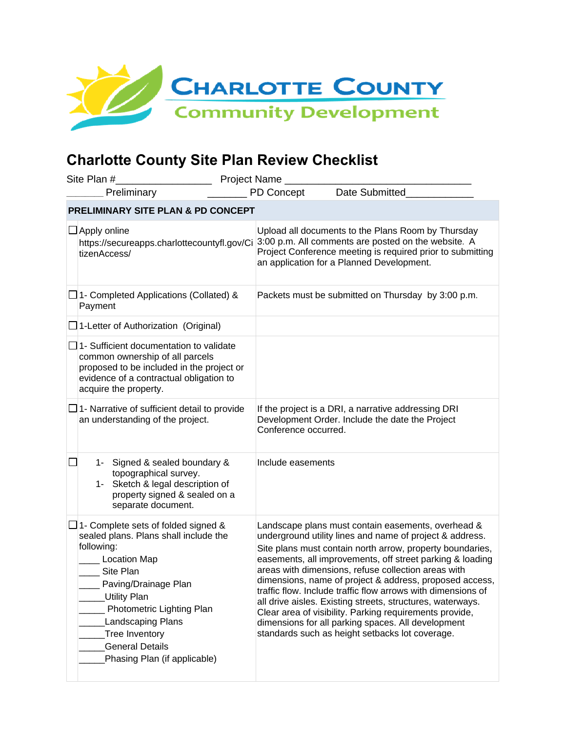CHARLOTTE COUNTY
Community Development

# Charlotte County Site Plan Review Checklist

Site Plan #_________________ Project Name _______________________________

______ Preliminary _______ PD Concept Date Submitted____________

| PRELIMINARY SITE PLAN & PD CONCEPT | |
|---|---|
| ☐ Apply online https://secureapps.charlottecountyfl.gov/CitizenAccess/ | Upload all documents to the Plans Room by Thursday 3:00 p.m. All comments are posted on the website. A Project Conference meeting is required prior to submitting an application for a Planned Development. |
| ☐ 1- Completed Applications (Collated) & Payment | Packets must be submitted on Thursday by 3:00 p.m. |
| ☐ 1-Letter of Authorization (Original) | |
| ☐ 1- Sufficient documentation to validate common ownership of all parcels proposed to be included in the project or evidence of a contractual obligation to acquire the property. | |
| ☐ 1- Narrative of sufficient detail to provide an understanding of the project. | If the project is a DRI, a narrative addressing DRI Development Order. Include the date the Project Conference occurred. |
| ☐ 1- Signed & sealed boundary & topographical survey.<br>1- Sketch & legal description of property signed & sealed on a separate document. | Include easements |
| ☐ 1- Complete sets of folded signed & sealed plans. Plans shall include the following:<br>____ Location Map<br>____ Site Plan<br>____ Paving/Drainage Plan<br>_____Utility Plan<br>_____ Photometric Lighting Plan<br>_____Landscaping Plans<br>_____Tree Inventory<br>_____General Details<br>_____Phasing Plan (if applicable) | Landscape plans must contain easements, overhead & underground utility lines and name of project & address.<br>Site plans must contain north arrow, property boundaries, easements, all improvements, off street parking & loading areas with dimensions, refuse collection areas with dimensions, name of project & address, proposed access, traffic flow. Include traffic flow arrows with dimensions of all drive aisles. Existing streets, structures, waterways. Clear area of visibility. Parking requirements provide, dimensions for all parking spaces. All development standards such as height setbacks lot coverage. |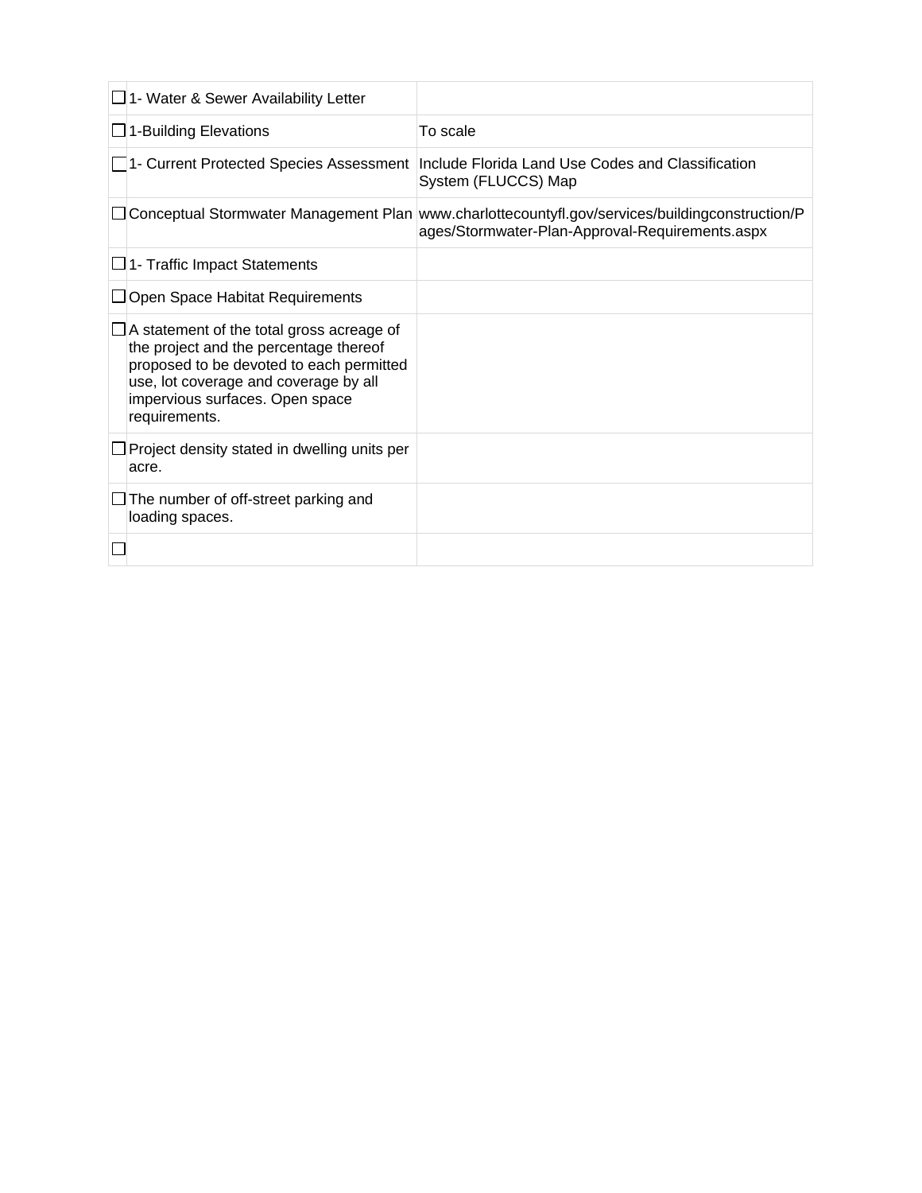| | |
|---|---|
| ☐ 1- Water & Sewer Availability Letter | |
| ☐ 1-Building Elevations | To scale |
| ☐ 1- Current Protected Species Assessment | Include Florida Land Use Codes and Classification System (FLUCCS) Map |
| ☐ Conceptual Stormwater Management Plan | www.charlottecountyfl.gov/services/buildingconstruction/Pages/Stormwater-Plan-Approval-Requirements.aspx |
| ☐ 1- Traffic Impact Statements | |
| ☐ Open Space Habitat Requirements | |
| ☐ A statement of the total gross acreage of the project and the percentage thereof proposed to be devoted to each permitted use, lot coverage and coverage by all impervious surfaces. Open space requirements. | |
| ☐ Project density stated in dwelling units per acre. | |
| ☐ The number of off-street parking and loading spaces. | |
| ☐ | |